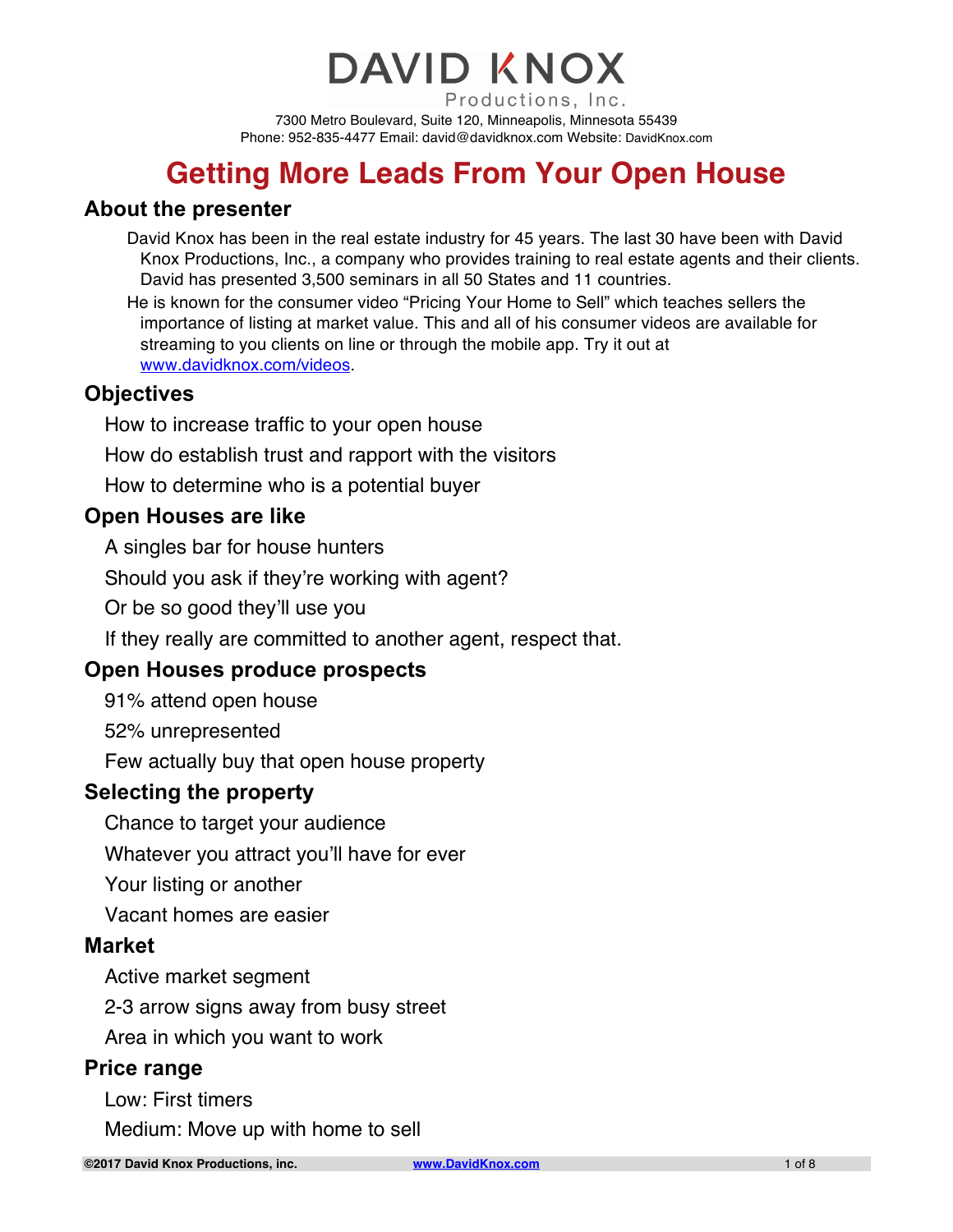# DAVID KNOX

Productions, Inc.

7300 Metro Boulevard, Suite 120, Minneapolis, Minnesota 55439
Phone: 952-835-4477 Email: david@davidknox.com Website: DavidKnox.com

# Getting More Leads From Your Open House

## About the presenter

David Knox has been in the real estate industry for 45 years. The last 30 have been with David Knox Productions, Inc., a company who provides training to real estate agents and their clients. David has presented 3,500 seminars in all 50 States and 11 countries.

He is known for the consumer video "Pricing Your Home to Sell" which teaches sellers the importance of listing at market value. This and all of his consumer videos are available for streaming to you clients on line or through the mobile app. Try it out at www.davidknox.com/videos.

## Objectives

How to increase traffic to your open house

How do establish trust and rapport with the visitors

How to determine who is a potential buyer

## Open Houses are like

A singles bar for house hunters

Should you ask if they're working with agent?

Or be so good they'll use you

If they really are committed to another agent, respect that.

## Open Houses produce prospects

91% attend open house

52% unrepresented

Few actually buy that open house property

## Selecting the property

Chance to target your audience

Whatever you attract you'll have for ever

Your listing or another

Vacant homes are easier

## Market

Active market segment

2-3 arrow signs away from busy street

Area in which you want to work

## Price range

Low: First timers

Medium: Move up with home to sell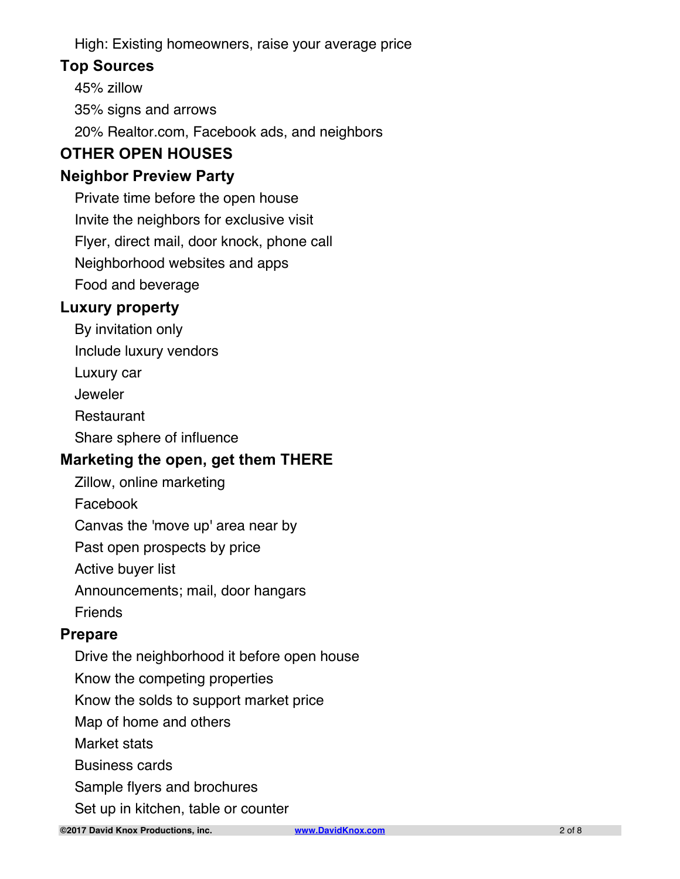- High: Existing homeowners, raise your average price

### Top Sources

- 45% zillow
- 35% signs and arrows
- 20% Realtor.com, Facebook ads, and neighbors

## OTHER OPEN HOUSES

### Neighbor Preview Party

- Private time before the open house
- Invite the neighbors for exclusive visit
- Flyer, direct mail, door knock, phone call
- Neighborhood websites and apps
- Food and beverage

### Luxury property

- By invitation only
- Include luxury vendors
- Luxury car
- Jeweler
- Restaurant
- Share sphere of influence

### Marketing the open, get them THERE

- Zillow, online marketing
- Facebook
- Canvas the 'move up' area near by
- Past open prospects by price
- Active buyer list
- Announcements; mail, door hangars
- Friends

### Prepare

- Drive the neighborhood it before open house
- Know the competing properties
- Know the solds to support market price
- Map of home and others
- Market stats
- Business cards
- Sample flyers and brochures
- Set up in kitchen, table or counter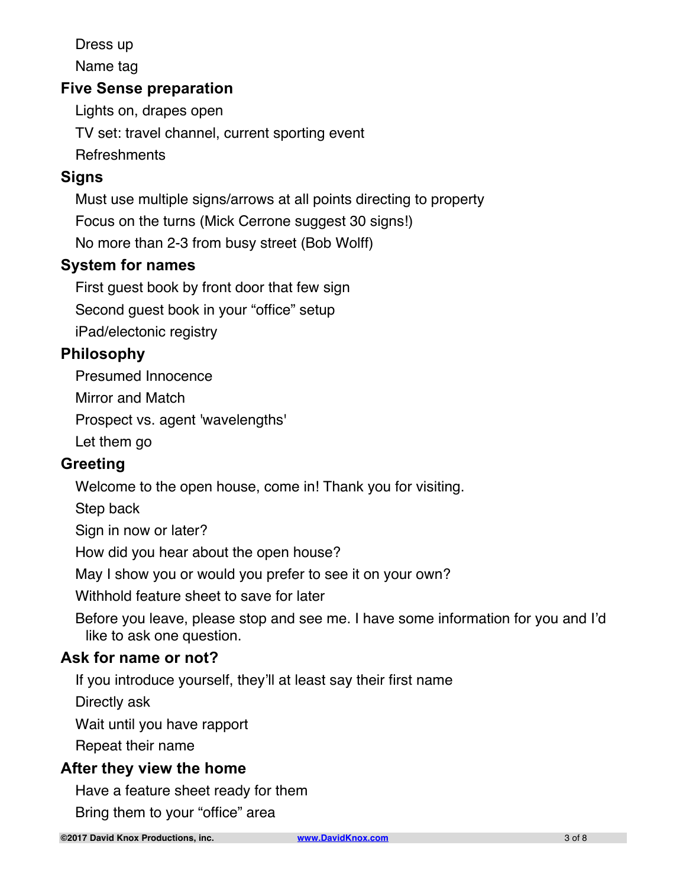- Dress up
- Name tag

**Five Sense preparation**

- Lights on, drapes open
- TV set: travel channel, current sporting event
- Refreshments

**Signs**

- Must use multiple signs/arrows at all points directing to property
- Focus on the turns (Mick Cerrone suggest 30 signs!)
- No more than 2-3 from busy street (Bob Wolff)

**System for names**

- First guest book by front door that few sign
- Second guest book in your "office" setup
- iPad/electonic registry

**Philosophy**

- Presumed Innocence
- Mirror and Match
- Prospect vs. agent 'wavelengths'
- Let them go

**Greeting**

- Welcome to the open house, come in! Thank you for visiting.
- Step back
- Sign in now or later?
- How did you hear about the open house?
- May I show you or would you prefer to see it on your own?
- Withhold feature sheet to save for later
- Before you leave, please stop and see me. I have some information for you and I'd like to ask one question.

**Ask for name or not?**

- If you introduce yourself, they'll at least say their first name
- Directly ask
- Wait until you have rapport
- Repeat their name

**After they view the home**

- Have a feature sheet ready for them
- Bring them to your "office" area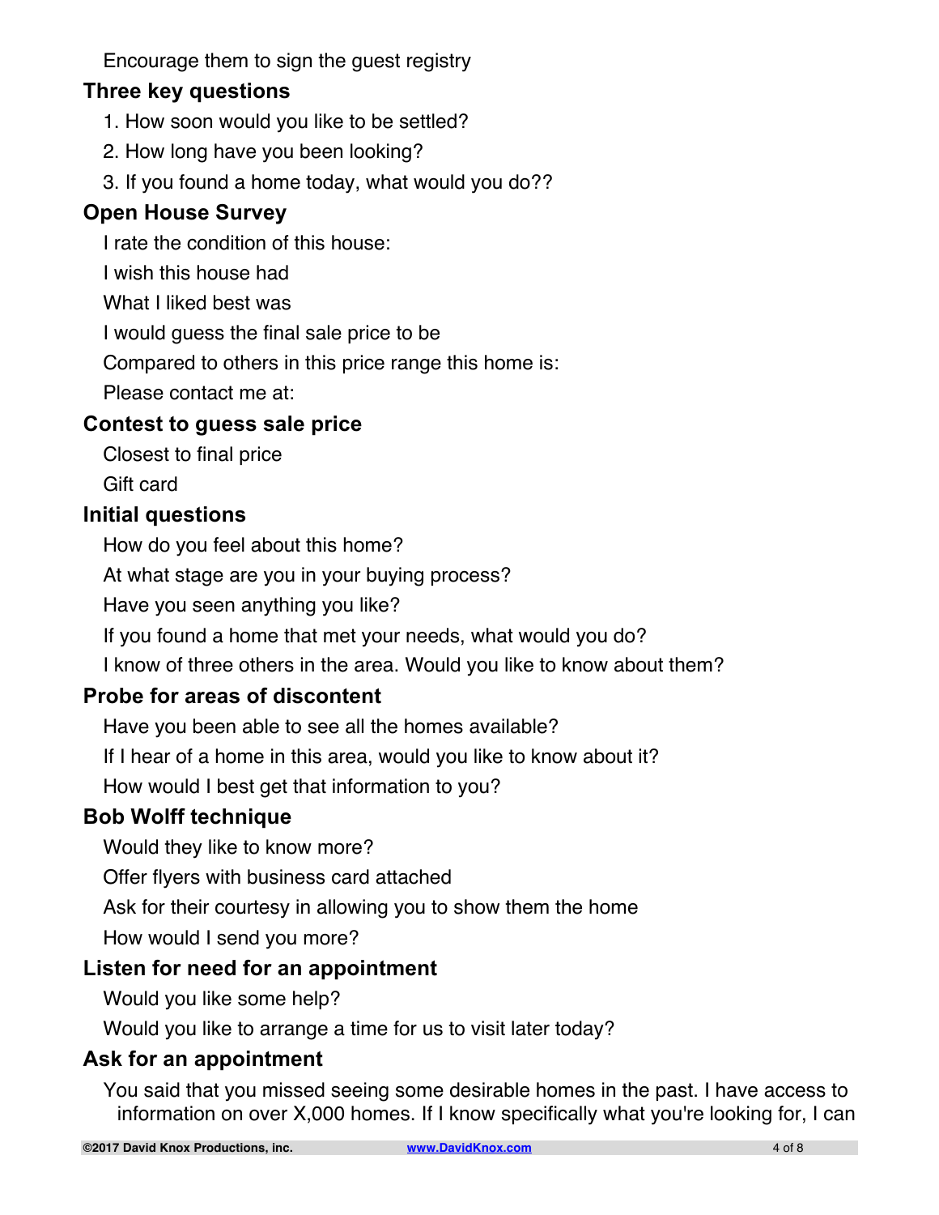Encourage them to sign the guest registry

### Three key questions

1. How soon would you like to be settled?
2. How long have you been looking?
3. If you found a home today, what would you do??

### Open House Survey

I rate the condition of this house:

I wish this house had

What I liked best was

I would guess the final sale price to be

Compared to others in this price range this home is:

Please contact me at:

### Contest to guess sale price

Closest to final price

Gift card

### Initial questions

How do you feel about this home?

At what stage are you in your buying process?

Have you seen anything you like?

If you found a home that met your needs, what would you do?

I know of three others in the area. Would you like to know about them?

### Probe for areas of discontent

Have you been able to see all the homes available?

If I hear of a home in this area, would you like to know about it?

How would I best get that information to you?

### Bob Wolff technique

Would they like to know more?

Offer flyers with business card attached

Ask for their courtesy in allowing you to show them the home

How would I send you more?

### Listen for need for an appointment

Would you like some help?

Would you like to arrange a time for us to visit later today?

### Ask for an appointment

You said that you missed seeing some desirable homes in the past. I have access to information on over X,000 homes. If I know specifically what you're looking for, I can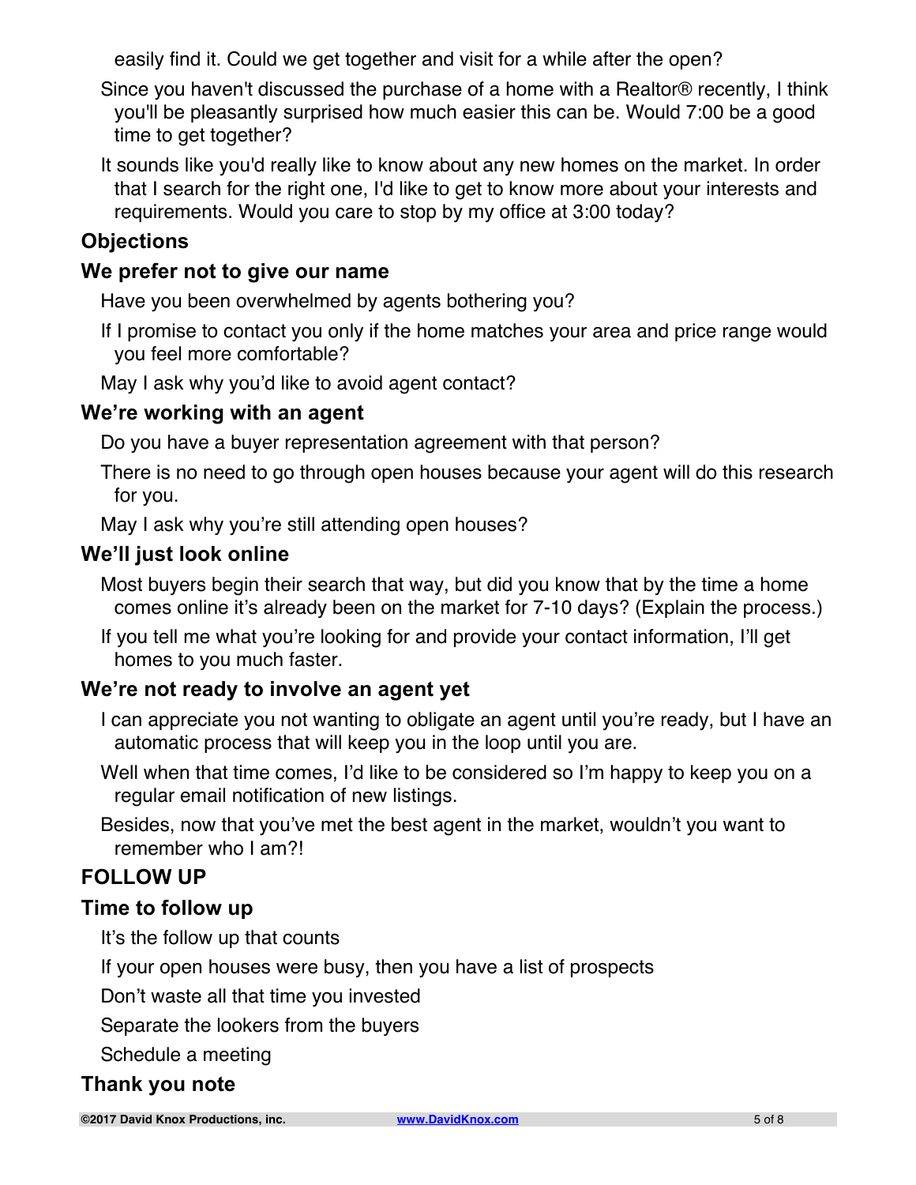easily find it. Could we get together and visit for a while after the open?

Since you haven't discussed the purchase of a home with a Realtor® recently, I think you'll be pleasantly surprised how much easier this can be. Would 7:00 be a good time to get together?

It sounds like you'd really like to know about any new homes on the market. In order that I search for the right one, I'd like to get to know more about your interests and requirements. Would you care to stop by my office at 3:00 today?

## Objections

### We prefer not to give our name

Have you been overwhelmed by agents bothering you?

If I promise to contact you only if the home matches your area and price range would you feel more comfortable?

May I ask why you'd like to avoid agent contact?

### We're working with an agent

Do you have a buyer representation agreement with that person?

There is no need to go through open houses because your agent will do this research for you.

May I ask why you're still attending open houses?

### We'll just look online

Most buyers begin their search that way, but did you know that by the time a home comes online it's already been on the market for 7-10 days? (Explain the process.)

If you tell me what you're looking for and provide your contact information, I'll get homes to you much faster.

### We're not ready to involve an agent yet

I can appreciate you not wanting to obligate an agent until you're ready, but I have an automatic process that will keep you in the loop until you are.

Well when that time comes, I'd like to be considered so I'm happy to keep you on a regular email notification of new listings.

Besides, now that you've met the best agent in the market, wouldn't you want to remember who I am?!

## FOLLOW UP

### Time to follow up

It's the follow up that counts

If your open houses were busy, then you have a list of prospects

Don't waste all that time you invested

Separate the lookers from the buyers

Schedule a meeting

### Thank you note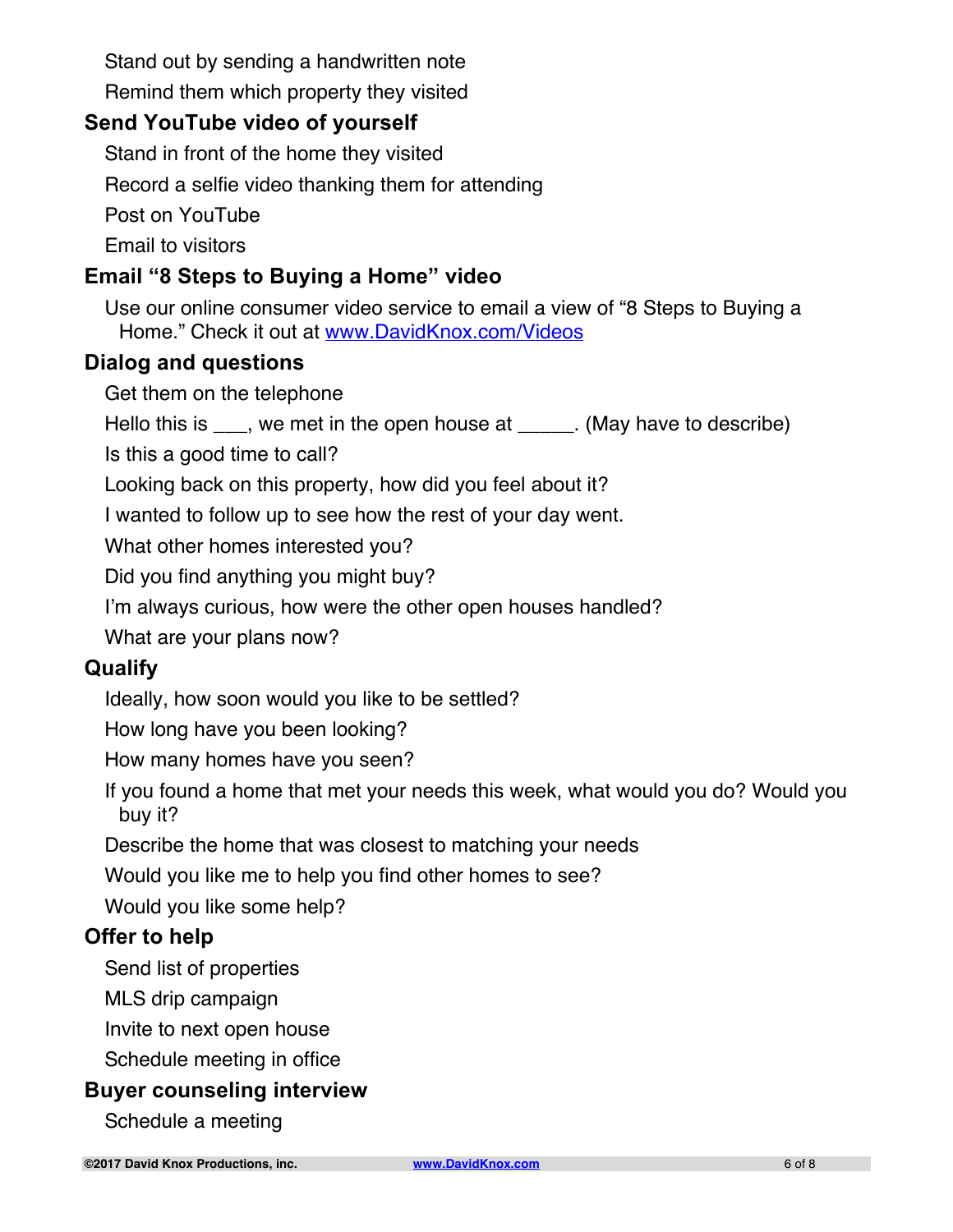Stand out by sending a handwritten note

Remind them which property they visited

### Send YouTube video of yourself

Stand in front of the home they visited

Record a selfie video thanking them for attending

Post on YouTube

Email to visitors

### Email "8 Steps to Buying a Home" video

Use our online consumer video service to email a view of "8 Steps to Buying a Home." Check it out at [www.DavidKnox.com/Videos](http://www.DavidKnox.com/Videos)

### Dialog and questions

Get them on the telephone

Hello this is ___, we met in the open house at _____. (May have to describe)

Is this a good time to call?

Looking back on this property, how did you feel about it?

I wanted to follow up to see how the rest of your day went.

What other homes interested you?

Did you find anything you might buy?

I'm always curious, how were the other open houses handled?

What are your plans now?

### Qualify

Ideally, how soon would you like to be settled?

How long have you been looking?

How many homes have you seen?

If you found a home that met your needs this week, what would you do? Would you buy it?

Describe the home that was closest to matching your needs

Would you like me to help you find other homes to see?

Would you like some help?

### Offer to help

Send list of properties

MLS drip campaign

Invite to next open house

Schedule meeting in office

### Buyer counseling interview

Schedule a meeting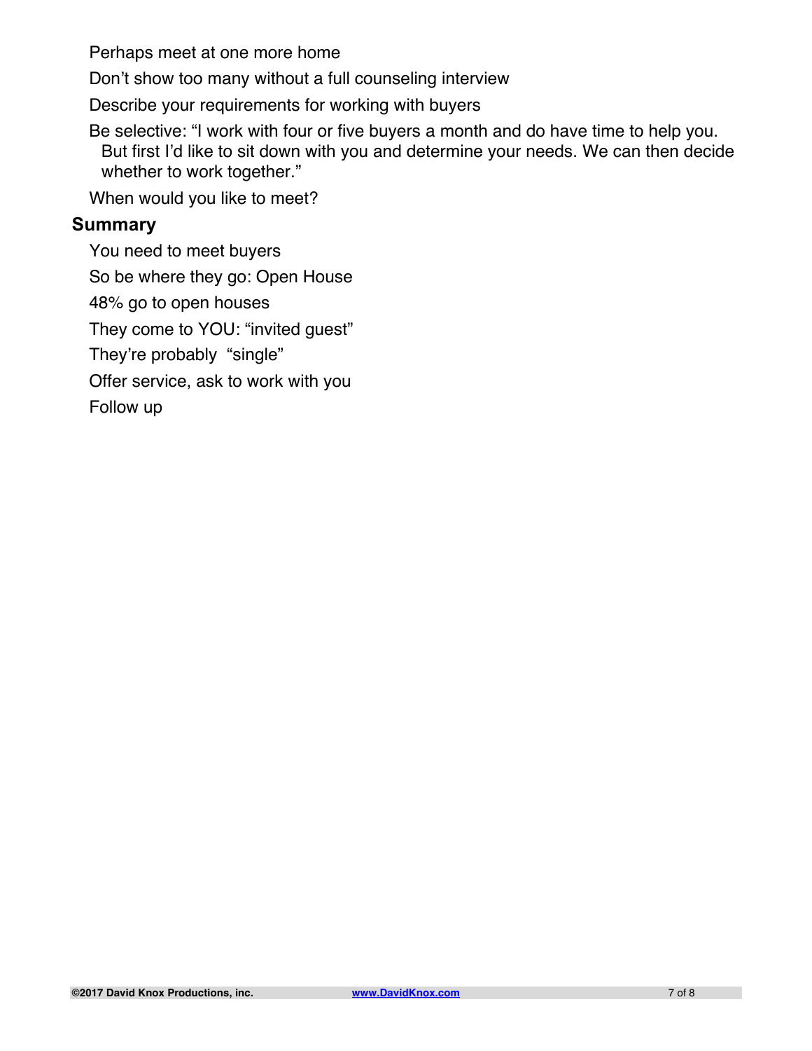Perhaps meet at one more home

Don't show too many without a full counseling interview

Describe your requirements for working with buyers

Be selective: "I work with four or five buyers a month and do have time to help you. But first I'd like to sit down with you and determine your needs. We can then decide whether to work together."

When would you like to meet?

## Summary

You need to meet buyers

So be where they go: Open House

48% go to open houses

They come to YOU: "invited guest"

They're probably "single"

Offer service, ask to work with you

Follow up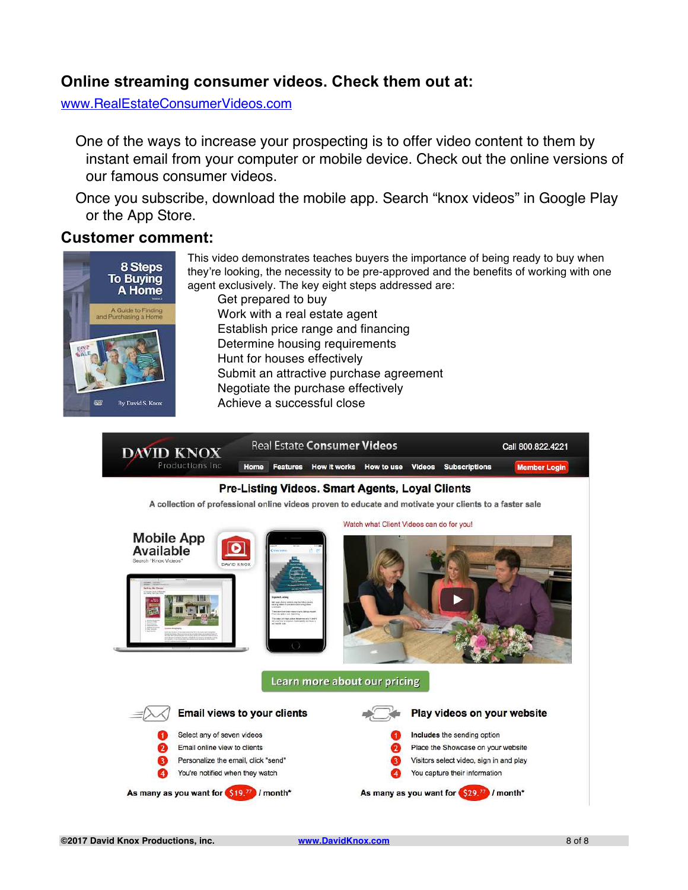## Online streaming consumer videos. Check them out at:

www.RealEstateConsumerVideos.com

One of the ways to increase your prospecting is to offer video content to them by instant email from your computer or mobile device. Check out the online versions of our famous consumer videos.

Once you subscribe, download the mobile app. Search "knox videos" in Google Play or the App Store.

## Customer comment:

This video demonstrates teaches buyers the importance of being ready to buy when they're looking, the necessity to be pre-approved and the benefits of working with one agent exclusively. The key eight steps addressed are:

- Get prepared to buy
- Work with a real estate agent
- Establish price range and financing
- Determine housing requirements
- Hunt for houses effectively
- Submit an attractive purchase agreement
- Negotiate the purchase effectively
- Achieve a successful close

**Pre-Listing Videos. Smart Agents, Loyal Clients**

A collection of professional online videos proven to educate and motivate your clients to a faster sale

**Email views to your clients**

1. Select any of seven videos
2. Email online view to clients
3. Personalize the email, click "send"
4. You're notified when they watch

As many as you want for $19.77 / month*

**Play videos on your website**

1. Includes the sending option
2. Place the Showcase on your website
3. Visitors select video, sign in and play
4. You capture their information

As many as you want for $29.77 / month*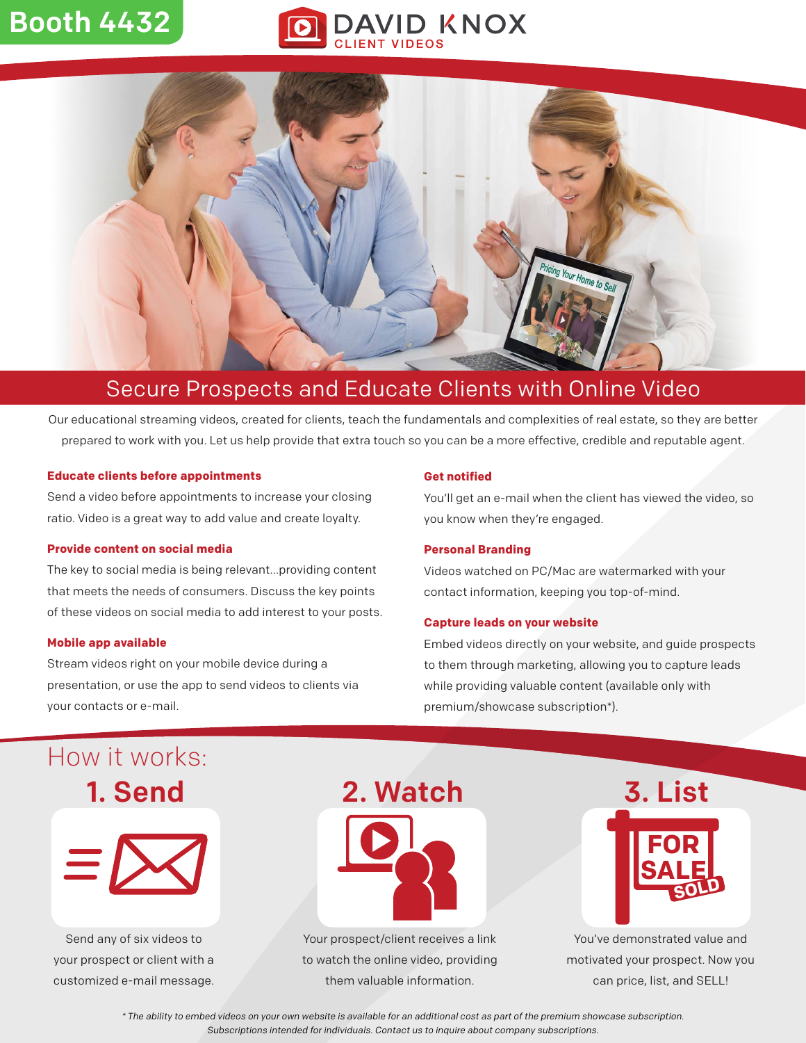Booth 4432

DAVID KNOX
CLIENT VIDEOS

# Secure Prospects and Educate Clients with Online Video

Our educational streaming videos, created for clients, teach the fundamentals and complexities of real estate, so they are better prepared to work with you. Let us help provide that extra touch so you can be a more effective, credible and reputable agent.

**Educate clients before appointments**

Send a video before appointments to increase your closing ratio. Video is a great way to add value and create loyalty.

**Provide content on social media**

The key to social media is being relevant...providing content that meets the needs of consumers. Discuss the key points of these videos on social media to add interest to your posts.

**Mobile app available**

Stream videos right on your mobile device during a presentation, or use the app to send videos to clients via your contacts or e-mail.

**Get notified**

You'll get an e-mail when the client has viewed the video, so you know when they're engaged.

**Personal Branding**

Videos watched on PC/Mac are watermarked with your contact information, keeping you top-of-mind.

**Capture leads on your website**

Embed videos directly on your website, and guide prospects to them through marketing, allowing you to capture leads while providing valuable content (available only with premium/showcase subscription*).

## How it works:

### 1. Send

Send any of six videos to your prospect or client with a customized e-mail message.

### 2. Watch

Your prospect/client receives a link to watch the online video, providing them valuable information.

### 3. List

You've demonstrated value and motivated your prospect. Now you can price, list, and SELL!

*\* The ability to embed videos on your own website is available for an additional cost as part of the premium showcase subscription. Subscriptions intended for individuals. Contact us to inquire about company subscriptions.*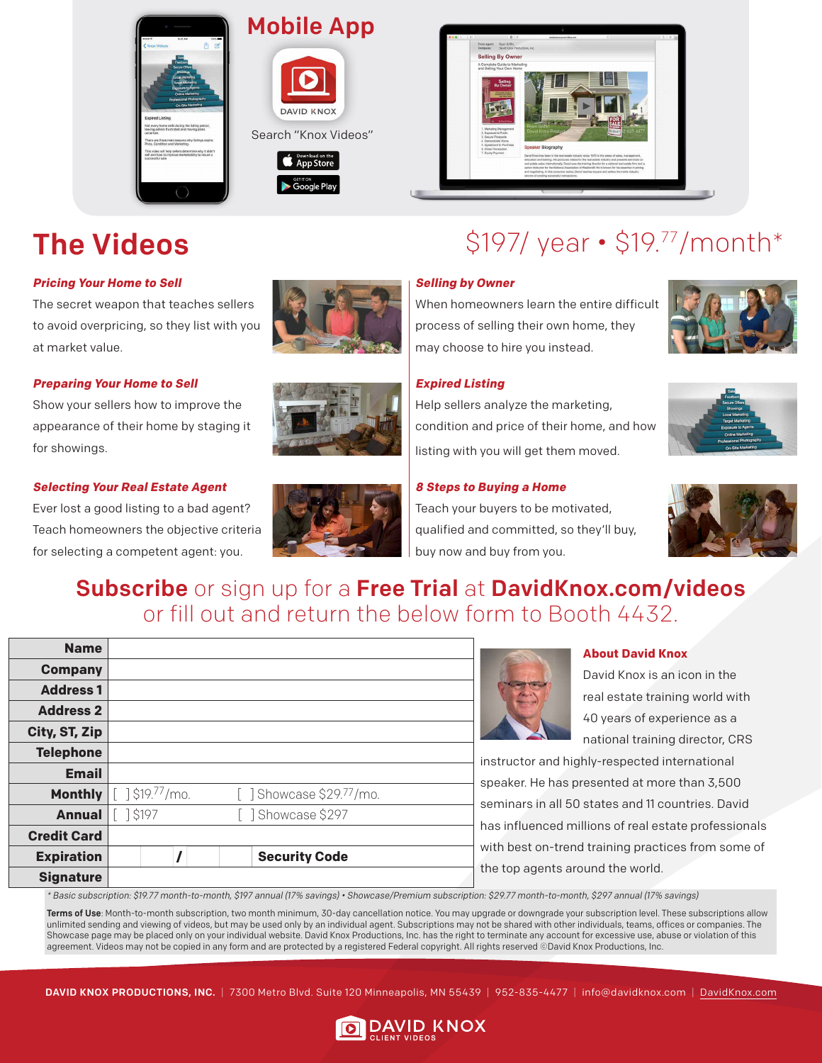## Mobile App

Search "Knox Videos"

# The Videos

$197/ year • $19.77/month*

### *Pricing Your Home to Sell*

The secret weapon that teaches sellers to avoid overpricing, so they list with you at market value.

### *Preparing Your Home to Sell*

Show your sellers how to improve the appearance of their home by staging it for showings.

### *Selecting Your Real Estate Agent*

Ever lost a good listing to a bad agent? Teach homeowners the objective criteria for selecting a competent agent: you.

### *Selling by Owner*

When homeowners learn the entire difficult process of selling their own home, they may choose to hire you instead.

### *Expired Listing*

Help sellers analyze the marketing, condition and price of their home, and how listing with you will get them moved.

### *8 Steps to Buying a Home*

Teach your buyers to be motivated, qualified and committed, so they'll buy, buy now and buy from you.

## **Subscribe** or sign up for a **Free Trial** at **DavidKnox.com/videos** or fill out and return the below form to Booth 4432.

| | | | |
|---|---|---|---|
| **Name** | | | |
| **Company** | | | |
| **Address 1** | | | |
| **Address 2** | | | |
| **City, ST, Zip** | | | |
| **Telephone** | | | |
| **Email** | | | |
| **Monthly** | [ ] $19.77/mo. | [ ] Showcase $29.77/mo. | |
| **Annual** | [ ] $197 | [ ] Showcase $297 | |
| **Credit Card** | | | |
| **Expiration** | / | **Security Code** | |
| **Signature** | | | |

### About David Knox

David Knox is an icon in the real estate training world with 40 years of experience as a national training director, CRS instructor and highly-respected international speaker. He has presented at more than 3,500 seminars in all 50 states and 11 countries. David has influenced millions of real estate professionals with best on-trend training practices from some of the top agents around the world.

*\* Basic subscription: $19.77 month-to-month, $197 annual (17% savings) • Showcase/Premium subscription: $29.77 month-to-month, $297 annual (17% savings)*

**Terms of Use**: Month-to-month subscription, two month minimum, 30-day cancellation notice. You may upgrade or downgrade your subscription level. These subscriptions allow unlimited sending and viewing of videos, but may be used only by an individual agent. Subscriptions may not be shared with other individuals, teams, offices or companies. The Showcase page may be placed only on your individual website. David Knox Productions, Inc. has the right to terminate any account for excessive use, abuse or violation of this agreement. Videos may not be copied in any form and are protected by a registered Federal copyright. All rights reserved ©David Knox Productions, Inc.

**DAVID KNOX PRODUCTIONS, INC.** | 7300 Metro Blvd. Suite 120 Minneapolis, MN 55439 | 952-835-4477 | info@davidknox.com | DavidKnox.com

DAVID KNOX CLIENT VIDEOS